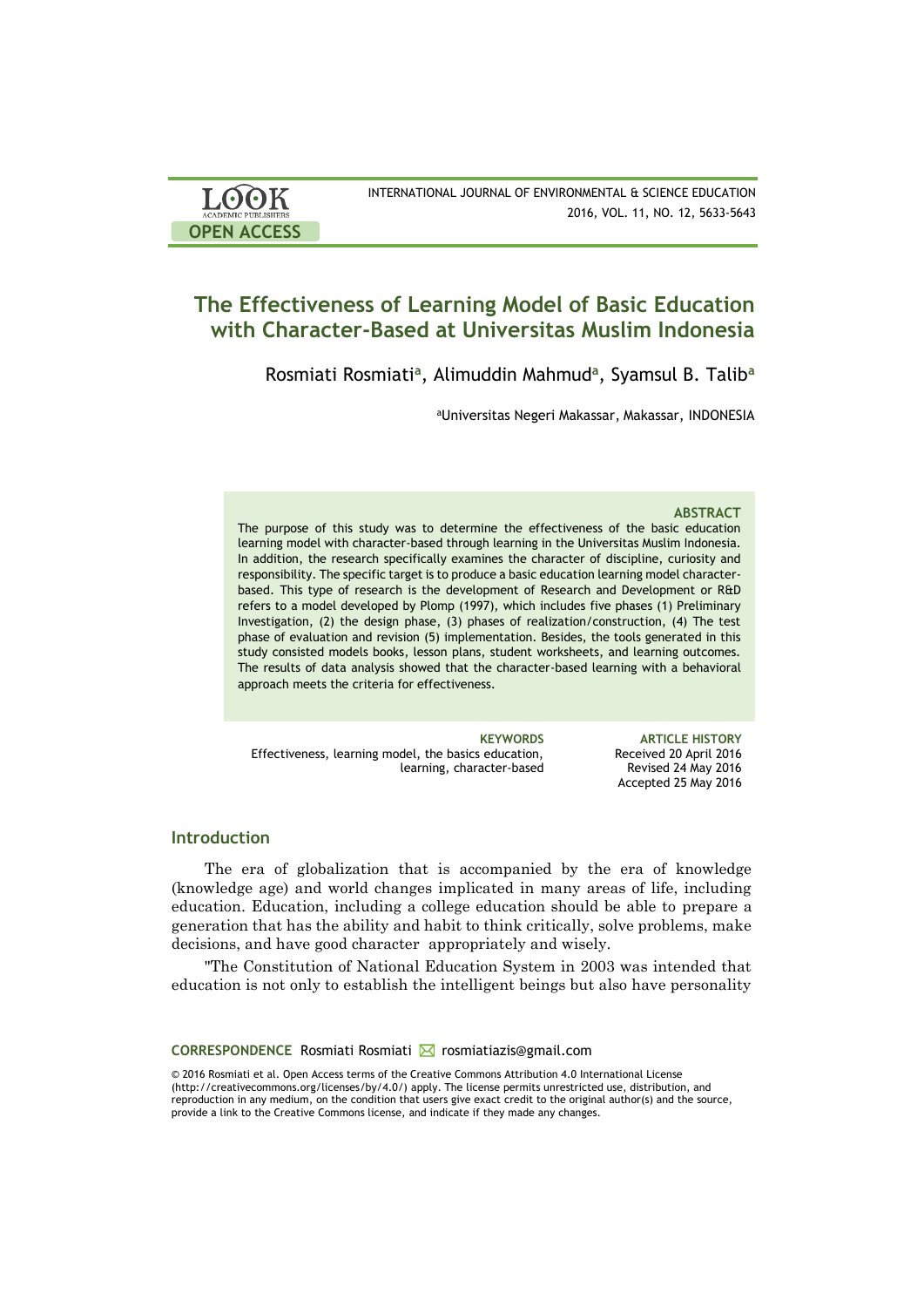# The Effectiveness of Learning Model of Basic Education with Character-Based at Universitas Muslim Indonesia

Rosmiati Rosmiati[a], Alimuddin Mahmud[a], Syamsul B. Talib[a]

[a]Universitas Negeri Makassar, Makassar, INDONESIA

### ABSTRACT

The purpose of this study was to determine the effectiveness of the basic education learning model with character-based through learning in the Universitas Muslim Indonesia. In addition, the research specifically examines the character of discipline, curiosity and responsibility. The specific target is to produce a basic education learning model character-based. This type of research is the development of Research and Development or R&D refers to a model developed by Plomp (1997), which includes five phases (1) Preliminary Investigation, (2) the design phase, (3) phases of realization/construction, (4) The test phase of evaluation and revision (5) implementation. Besides, the tools generated in this study consisted models books, lesson plans, student worksheets, and learning outcomes. The results of data analysis showed that the character-based learning with a behavioral approach meets the criteria for effectiveness.

**KEYWORDS**
Effectiveness, learning model, the basics education, learning, character-based

**ARTICLE HISTORY**
Received 20 April 2016
Revised 24 May 2016
Accepted 25 May 2016

## Introduction

The era of globalization that is accompanied by the era of knowledge (knowledge age) and world changes implicated in many areas of life, including education. Education, including a college education should be able to prepare a generation that has the ability and habit to think critically, solve problems, make decisions, and have good character appropriately and wisely.

"The Constitution of National Education System in 2003 was intended that education is not only to establish the intelligent beings but also have personality

**CORRESPONDENCE** Rosmiati Rosmiati rosmiatiazis@gmail.com

© 2016 Rosmiati et al. Open Access terms of the Creative Commons Attribution 4.0 International License (http://creativecommons.org/licenses/by/4.0/) apply. The license permits unrestricted use, distribution, and reproduction in any medium, on the condition that users give exact credit to the original author(s) and the source, provide a link to the Creative Commons license, and indicate if they made any changes.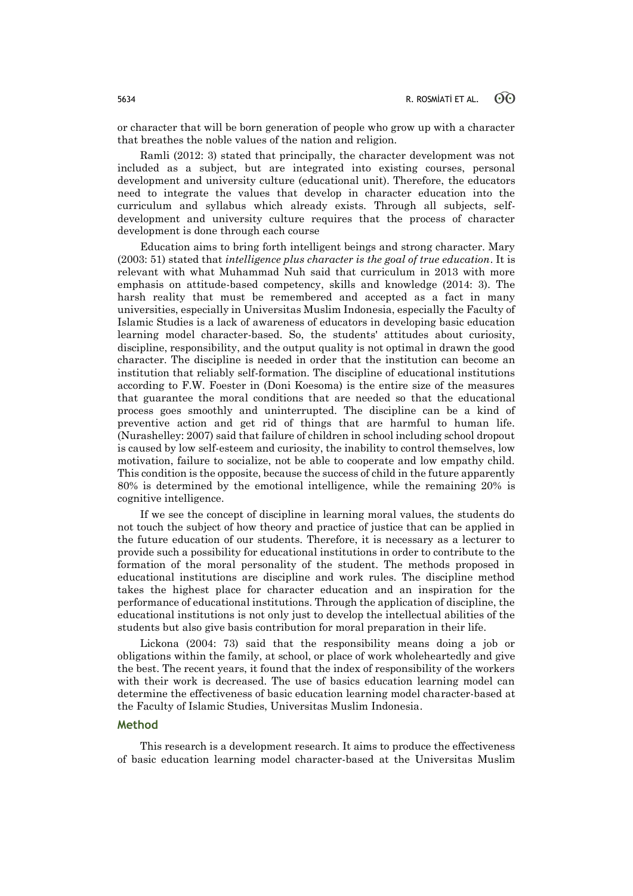or character that will be born generation of people who grow up with a character that breathes the noble values of the nation and religion.

Ramli (2012: 3) stated that principally, the character development was not included as a subject, but are integrated into existing courses, personal development and university culture (educational unit). Therefore, the educators need to integrate the values that develop in character education into the curriculum and syllabus which already exists. Through all subjects, self-development and university culture requires that the process of character development is done through each course

Education aims to bring forth intelligent beings and strong character. Mary (2003: 51) stated that *intelligence plus character is the goal of true education*. It is relevant with what Muhammad Nuh said that curriculum in 2013 with more emphasis on attitude-based competency, skills and knowledge (2014: 3). The harsh reality that must be remembered and accepted as a fact in many universities, especially in Universitas Muslim Indonesia, especially the Faculty of Islamic Studies is a lack of awareness of educators in developing basic education learning model character-based. So, the students' attitudes about curiosity, discipline, responsibility, and the output quality is not optimal in drawn the good character. The discipline is needed in order that the institution can become an institution that reliably self-formation. The discipline of educational institutions according to F.W. Foester in (Doni Koesoma) is the entire size of the measures that guarantee the moral conditions that are needed so that the educational process goes smoothly and uninterrupted. The discipline can be a kind of preventive action and get rid of things that are harmful to human life. (Nurashelley: 2007) said that failure of children in school including school dropout is caused by low self-esteem and curiosity, the inability to control themselves, low motivation, failure to socialize, not be able to cooperate and low empathy child. This condition is the opposite, because the success of child in the future apparently 80% is determined by the emotional intelligence, while the remaining 20% is cognitive intelligence.

If we see the concept of discipline in learning moral values, the students do not touch the subject of how theory and practice of justice that can be applied in the future education of our students. Therefore, it is necessary as a lecturer to provide such a possibility for educational institutions in order to contribute to the formation of the moral personality of the student. The methods proposed in educational institutions are discipline and work rules. The discipline method takes the highest place for character education and an inspiration for the performance of educational institutions. Through the application of discipline, the educational institutions is not only just to develop the intellectual abilities of the students but also give basis contribution for moral preparation in their life.

Lickona (2004: 73) said that the responsibility means doing a job or obligations within the family, at school, or place of work wholeheartedly and give the best. The recent years, it found that the index of responsibility of the workers with their work is decreased. The use of basics education learning model can determine the effectiveness of basic education learning model character-based at the Faculty of Islamic Studies, Universitas Muslim Indonesia.

## Method

This research is a development research. It aims to produce the effectiveness of basic education learning model character-based at the Universitas Muslim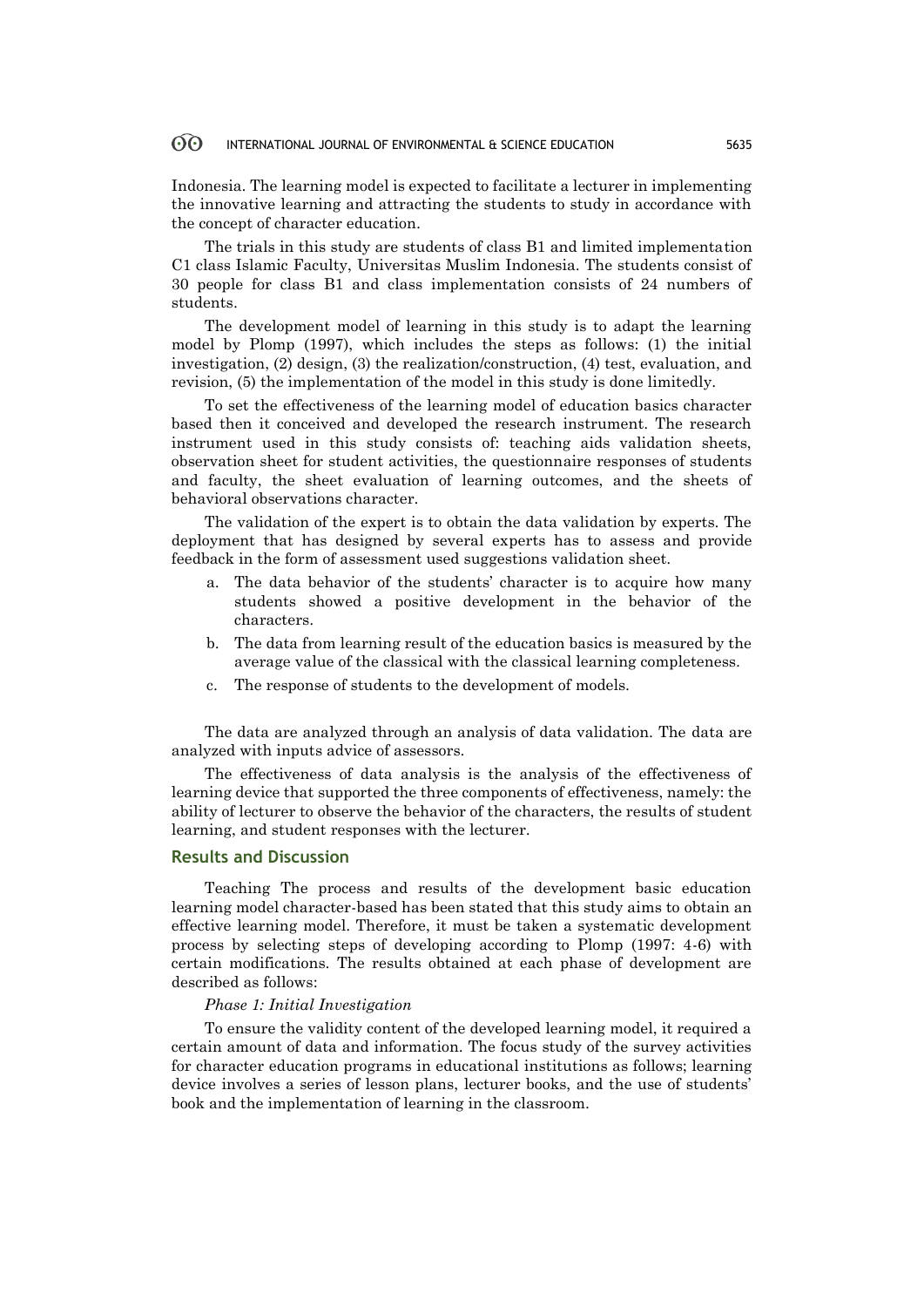Indonesia. The learning model is expected to facilitate a lecturer in implementing the innovative learning and attracting the students to study in accordance with the concept of character education.

The trials in this study are students of class B1 and limited implementation C1 class Islamic Faculty, Universitas Muslim Indonesia. The students consist of 30 people for class B1 and class implementation consists of 24 numbers of students.

The development model of learning in this study is to adapt the learning model by Plomp (1997), which includes the steps as follows: (1) the initial investigation, (2) design, (3) the realization/construction, (4) test, evaluation, and revision, (5) the implementation of the model in this study is done limitedly.

To set the effectiveness of the learning model of education basics character based then it conceived and developed the research instrument. The research instrument used in this study consists of: teaching aids validation sheets, observation sheet for student activities, the questionnaire responses of students and faculty, the sheet evaluation of learning outcomes, and the sheets of behavioral observations character.

The validation of the expert is to obtain the data validation by experts. The deployment that has designed by several experts has to assess and provide feedback in the form of assessment used suggestions validation sheet.

a. The data behavior of the students' character is to acquire how many students showed a positive development in the behavior of the characters.
b. The data from learning result of the education basics is measured by the average value of the classical with the classical learning completeness.
c. The response of students to the development of models.

The data are analyzed through an analysis of data validation. The data are analyzed with inputs advice of assessors.

The effectiveness of data analysis is the analysis of the effectiveness of learning device that supported the three components of effectiveness, namely: the ability of lecturer to observe the behavior of the characters, the results of student learning, and student responses with the lecturer.

## Results and Discussion

Teaching The process and results of the development basic education learning model character-based has been stated that this study aims to obtain an effective learning model. Therefore, it must be taken a systematic development process by selecting steps of developing according to Plomp (1997: 4-6) with certain modifications. The results obtained at each phase of development are described as follows:

*Phase 1: Initial Investigation*

To ensure the validity content of the developed learning model, it required a certain amount of data and information. The focus study of the survey activities for character education programs in educational institutions as follows; learning device involves a series of lesson plans, lecturer books, and the use of students' book and the implementation of learning in the classroom.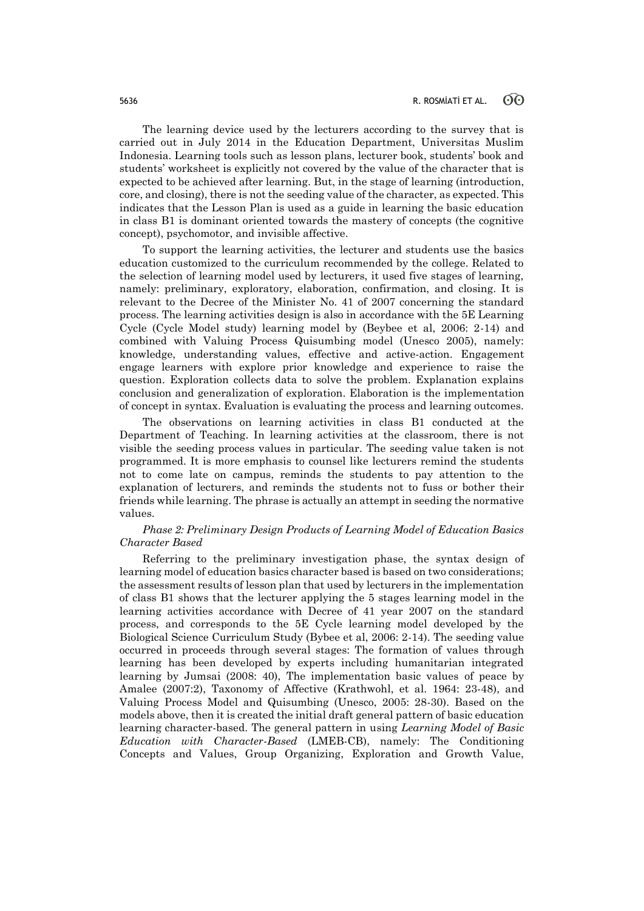The learning device used by the lecturers according to the survey that is carried out in July 2014 in the Education Department, Universitas Muslim Indonesia. Learning tools such as lesson plans, lecturer book, students' book and students' worksheet is explicitly not covered by the value of the character that is expected to be achieved after learning. But, in the stage of learning (introduction, core, and closing), there is not the seeding value of the character, as expected. This indicates that the Lesson Plan is used as a guide in learning the basic education in class B1 is dominant oriented towards the mastery of concepts (the cognitive concept), psychomotor, and invisible affective.

To support the learning activities, the lecturer and students use the basics education customized to the curriculum recommended by the college. Related to the selection of learning model used by lecturers, it used five stages of learning, namely: preliminary, exploratory, elaboration, confirmation, and closing. It is relevant to the Decree of the Minister No. 41 of 2007 concerning the standard process. The learning activities design is also in accordance with the 5E Learning Cycle (Cycle Model study) learning model by (Beybee et al, 2006: 2-14) and combined with Valuing Process Quisumbing model (Unesco 2005), namely: knowledge, understanding values, effective and active-action. Engagement engage learners with explore prior knowledge and experience to raise the question. Exploration collects data to solve the problem. Explanation explains conclusion and generalization of exploration. Elaboration is the implementation of concept in syntax. Evaluation is evaluating the process and learning outcomes.

The observations on learning activities in class B1 conducted at the Department of Teaching. In learning activities at the classroom, there is not visible the seeding process values in particular. The seeding value taken is not programmed. It is more emphasis to counsel like lecturers remind the students not to come late on campus, reminds the students to pay attention to the explanation of lecturers, and reminds the students not to fuss or bother their friends while learning. The phrase is actually an attempt in seeding the normative values.

*Phase 2: Preliminary Design Products of Learning Model of Education Basics Character Based*

Referring to the preliminary investigation phase, the syntax design of learning model of education basics character based is based on two considerations; the assessment results of lesson plan that used by lecturers in the implementation of class B1 shows that the lecturer applying the 5 stages learning model in the learning activities accordance with Decree of 41 year 2007 on the standard process, and corresponds to the 5E Cycle learning model developed by the Biological Science Curriculum Study (Bybee et al, 2006: 2-14). The seeding value occurred in proceeds through several stages: The formation of values through learning has been developed by experts including humanitarian integrated learning by Jumsai (2008: 40), The implementation basic values of peace by Amalee (2007:2), Taxonomy of Affective (Krathwohl, et al. 1964: 23-48), and Valuing Process Model and Quisumbing (Unesco, 2005: 28-30). Based on the models above, then it is created the initial draft general pattern of basic education learning character-based. The general pattern in using *Learning Model of Basic Education with Character-Based* (LMEB-CB), namely: The Conditioning Concepts and Values, Group Organizing, Exploration and Growth Value,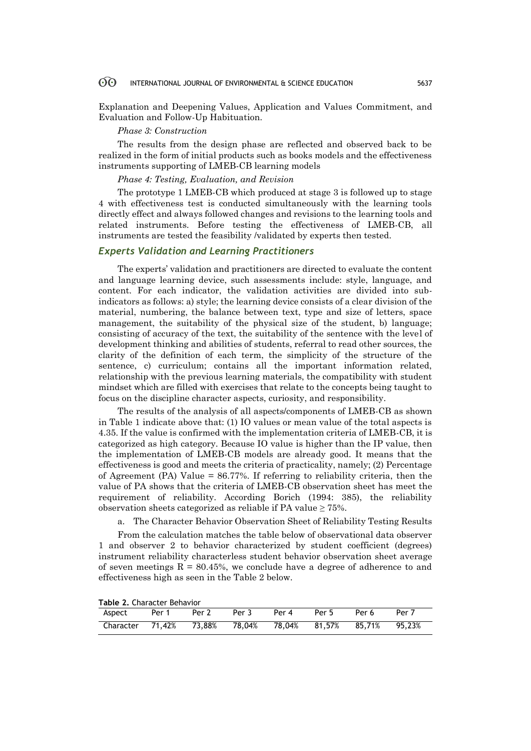Explanation and Deepening Values, Application and Values Commitment, and Evaluation and Follow-Up Habituation.

*Phase 3: Construction*

The results from the design phase are reflected and observed back to be realized in the form of initial products such as books models and the effectiveness instruments supporting of LMEB-CB learning models

*Phase 4: Testing, Evaluation, and Revision*

The prototype 1 LMEB-CB which produced at stage 3 is followed up to stage 4 with effectiveness test is conducted simultaneously with the learning tools directly effect and always followed changes and revisions to the learning tools and related instruments. Before testing the effectiveness of LMEB-CB, all instruments are tested the feasibility /validated by experts then tested.

## Experts Validation and Learning Practitioners

The experts' validation and practitioners are directed to evaluate the content and language learning device, such assessments include: style, language, and content. For each indicator, the validation activities are divided into sub-indicators as follows: a) style; the learning device consists of a clear division of the material, numbering, the balance between text, type and size of letters, space management, the suitability of the physical size of the student, b) language; consisting of accuracy of the text, the suitability of the sentence with the level of development thinking and abilities of students, referral to read other sources, the clarity of the definition of each term, the simplicity of the structure of the sentence, c) curriculum; contains all the important information related, relationship with the previous learning materials, the compatibility with student mindset which are filled with exercises that relate to the concepts being taught to focus on the discipline character aspects, curiosity, and responsibility.

The results of the analysis of all aspects/components of LMEB-CB as shown in Table 1 indicate above that: (1) IO values or mean value of the total aspects is 4.35. If the value is confirmed with the implementation criteria of LMEB-CB, it is categorized as high category. Because IO value is higher than the IP value, then the implementation of LMEB-CB models are already good. It means that the effectiveness is good and meets the criteria of practicality, namely; (2) Percentage of Agreement (PA) Value = 86.77%. If referring to reliability criteria, then the value of PA shows that the criteria of LMEB-CB observation sheet has meet the requirement of reliability. According Borich (1994: 385), the reliability observation sheets categorized as reliable if PA value ≥ 75%.

a. The Character Behavior Observation Sheet of Reliability Testing Results

From the calculation matches the table below of observational data observer 1 and observer 2 to behavior characterized by student coefficient (degrees) instrument reliability characterless student behavior observation sheet average of seven meetings R = 80.45%, we conclude have a degree of adherence to and effectiveness high as seen in the Table 2 below.

**Table 2.** Character Behavior

| Aspect | Per 1 | Per 2 | Per 3 | Per 4 | Per 5 | Per 6 | Per 7 |
|---|---|---|---|---|---|---|---|
| Character | 71,42% | 73,88% | 78,04% | 78,04% | 81,57% | 85,71% | 95,23% |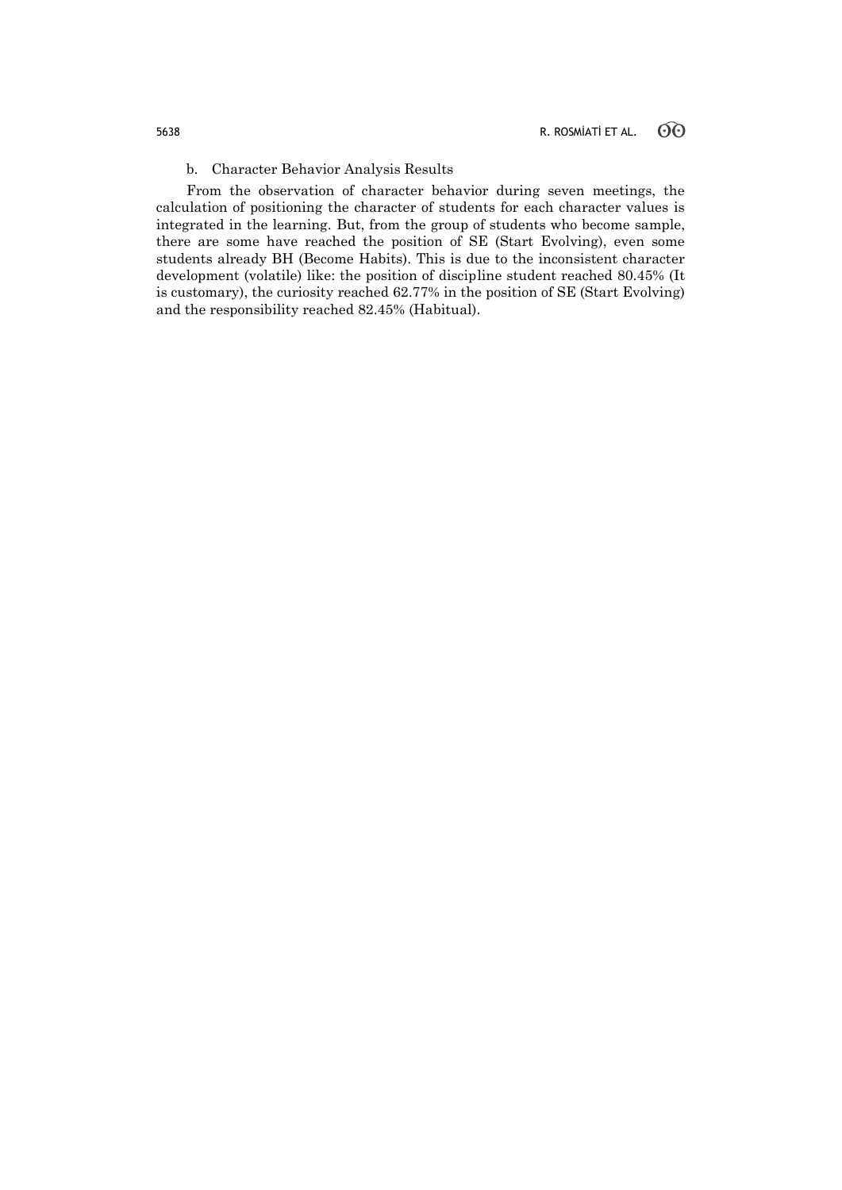b. Character Behavior Analysis Results

From the observation of character behavior during seven meetings, the calculation of positioning the character of students for each character values is integrated in the learning. But, from the group of students who become sample, there are some have reached the position of SE (Start Evolving), even some students already BH (Become Habits). This is due to the inconsistent character development (volatile) like: the position of discipline student reached 80.45% (It is customary), the curiosity reached 62.77% in the position of SE (Start Evolving) and the responsibility reached 82.45% (Habitual).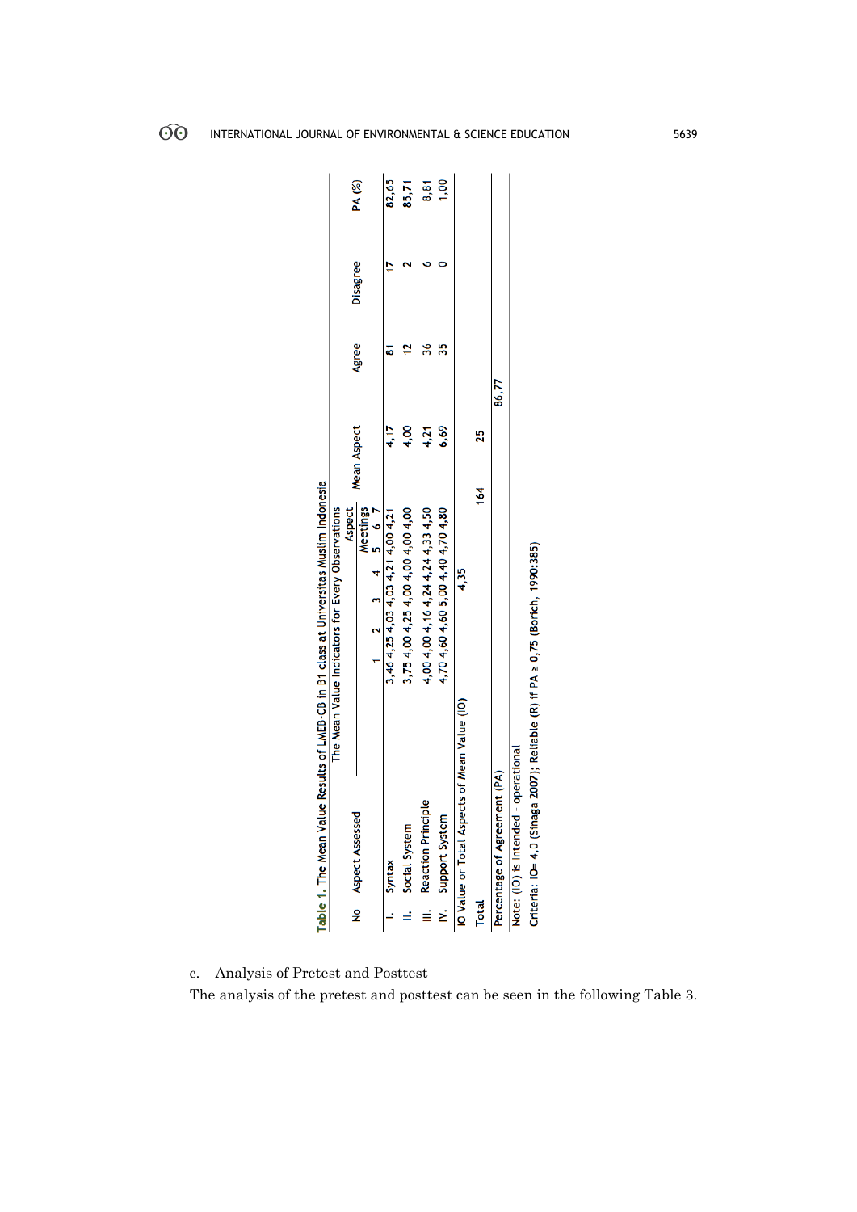Table 1. The Mean Value Results of LMEB-CB in B1 class at Universitas Muslim Indonesia

| No | Aspect Assessed | The Mean Value Indicators for Every Observations Aspect Meetings | | | | | | | Mean Aspect | Agree | Disagree | PA (%) |
|---|---|---|---|---|---|---|---|---|---|---|---|---|
| | | 1 | 2 | 3 | 4 | 5 | 6 | 7 | | | | |
| I. | Syntax | 3,46 | 4,25 | 4,03 | 4,21 | 4,21 | 4,00 | 4,21 | 4,17 | 81 | 17 | 82,65 |
| II. | Social System | 3,75 | 4,00 | 4,25 | 4,00 | 4,00 | 4,00 | 4,00 | 4,00 | 12 | 2 | 85,71 |
| III. | Reaction Principle | 4,00 | 4,00 | 4,16 | 4.24 | 4,24 | 4,33 | 4,50 | 4,21 | 36 | 6 | 8,81 |
| IV. | Support System | 4,70 | 4,60 | 4,60 | 5,00 | 4,40 | 4,70 | 4,80 | 6,69 | 35 | 0 | 1,00 |
| IO Value or Total Aspects of Mean Value (IO) | | 4,35 | | | | | | | | | | |
| Total | | | | | | | | | | 164 | 25 | |
| Percentage of Agreement (PA) | | | | | | | | | | 86,77 | | |

Note: (IO) is intended - operational

Criteria: IO= 4,0 (Sinaga 2007); Reliable (R) if PA ≥ 0,75 (Borich, 1990:385)

c. Analysis of Pretest and Posttest

The analysis of the pretest and posttest can be seen in the following Table 3.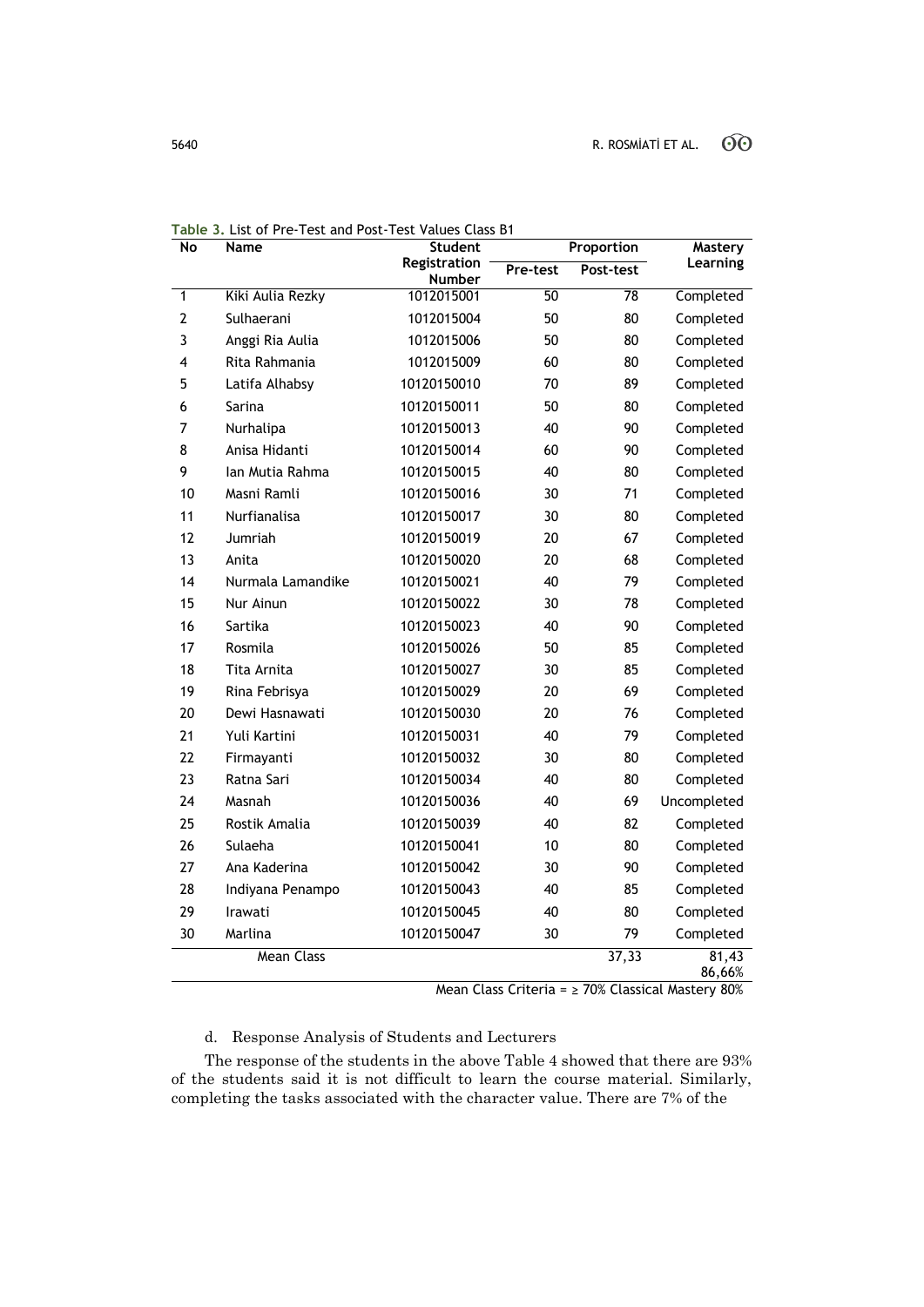**Table 3.** List of Pre-Test and Post-Test Values Class B1

| No | Name | Student Registration Number | Proportion | | Mastery Learning |
|---|---|---|---|---|---|
| | | | Pre-test | Post-test | |
| 1 | Kiki Aulia Rezky | 1012015001 | 50 | 78 | Completed |
| 2 | Sulhaerani | 1012015004 | 50 | 80 | Completed |
| 3 | Anggi Ria Aulia | 1012015006 | 50 | 80 | Completed |
| 4 | Rita Rahmania | 1012015009 | 60 | 80 | Completed |
| 5 | Latifa Alhabsy | 10120150010 | 70 | 89 | Completed |
| 6 | Sarina | 10120150011 | 50 | 80 | Completed |
| 7 | Nurhalipa | 10120150013 | 40 | 90 | Completed |
| 8 | Anisa Hidanti | 10120150014 | 60 | 90 | Completed |
| 9 | Ian Mutia Rahma | 10120150015 | 40 | 80 | Completed |
| 10 | Masni Ramli | 10120150016 | 30 | 71 | Completed |
| 11 | Nurfianalisa | 10120150017 | 30 | 80 | Completed |
| 12 | Jumriah | 10120150019 | 20 | 67 | Completed |
| 13 | Anita | 10120150020 | 20 | 68 | Completed |
| 14 | Nurmala Lamandike | 10120150021 | 40 | 79 | Completed |
| 15 | Nur Ainun | 10120150022 | 30 | 78 | Completed |
| 16 | Sartika | 10120150023 | 40 | 90 | Completed |
| 17 | Rosmila | 10120150026 | 50 | 85 | Completed |
| 18 | Tita Arnita | 10120150027 | 30 | 85 | Completed |
| 19 | Rina Febrisya | 10120150029 | 20 | 69 | Completed |
| 20 | Dewi Hasnawati | 10120150030 | 20 | 76 | Completed |
| 21 | Yuli Kartini | 10120150031 | 40 | 79 | Completed |
| 22 | Firmayanti | 10120150032 | 30 | 80 | Completed |
| 23 | Ratna Sari | 10120150034 | 40 | 80 | Completed |
| 24 | Masnah | 10120150036 | 40 | 69 | Uncompleted |
| 25 | Rostik Amalia | 10120150039 | 40 | 82 | Completed |
| 26 | Sulaeha | 10120150041 | 10 | 80 | Completed |
| 27 | Ana Kaderina | 10120150042 | 30 | 90 | Completed |
| 28 | Indiyana Penampo | 10120150043 | 40 | 85 | Completed |
| 29 | Irawati | 10120150045 | 40 | 80 | Completed |
| 30 | Marlina | 10120150047 | 30 | 79 | Completed |
| | Mean Class | | | 37,33 | 81,43 86,66% |

Mean Class Criteria = ≥ 70% Classical Mastery 80%

d. Response Analysis of Students and Lecturers

The response of the students in the above Table 4 showed that there are 93% of the students said it is not difficult to learn the course material. Similarly, completing the tasks associated with the character value. There are 7% of the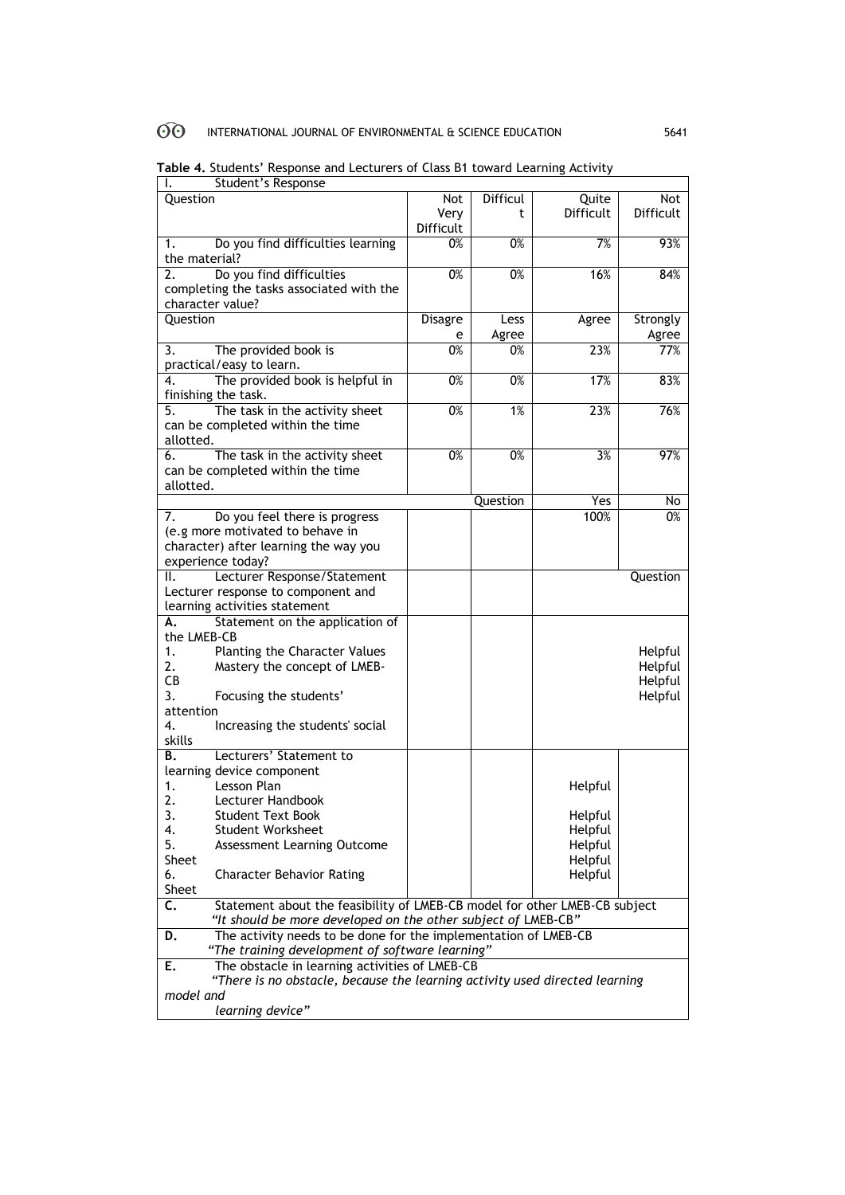**Table 4.** Students' Response and Lecturers of Class B1 toward Learning Activity

| I. Student's Response | | | | |
|---|---|---|---|---|
| Question | Not Very Difficult | Difficult | Quite Difficult | Not Difficult |
| 1. Do you find difficulties learning the material? | 0% | 0% | 7% | 93% |
| 2. Do you find difficulties completing the tasks associated with the character value? | 0% | 0% | 16% | 84% |
| Question | Disagree | Less Agree | Agree | Strongly Agree |
| 3. The provided book is practical/easy to learn. | 0% | 0% | 23% | 77% |
| 4. The provided book is helpful in finishing the task. | 0% | 0% | 17% | 83% |
| 5. The task in the activity sheet can be completed within the time allotted. | 0% | 1% | 23% | 76% |
| 6. The task in the activity sheet can be completed within the time allotted. | 0% | 0% | 3% | 97% |
| | | Question | Yes | No |
| 7. Do you feel there is progress (e.g more motivated to behave in character) after learning the way you experience today? | | | 100% | 0% |
| II. Lecturer Response/Statement Lecturer response to component and learning activities statement | | | | Question |
| **A.** Statement on the application of the LMEB-CB | | | | |
| 1. Planting the Character Values | | | | Helpful |
| 2. Mastery the concept of LMEB-CB | | | | Helpful |
| 3. Focusing the students' attention | | | | Helpful |
| 4. Increasing the students' social skills | | | | Helpful |
| **B.** Lecturers' Statement to learning device component | | | | |
| 1. Lesson Plan | | | Helpful | |
| 2. Lecturer Handbook | | | Helpful | |
| 3. Student Text Book | | | Helpful | |
| 4. Student Worksheet | | | Helpful | |
| 5. Assessment Learning Outcome Sheet | | | Helpful | |
| 6. Character Behavior Rating Sheet | | | Helpful | |
| **C.** Statement about the feasibility of LMEB-CB model for other LMEB-CB subject *"It should be more developed on the other subject of LMEB-CB"* | | | | |
| **D.** The activity needs to be done for the implementation of LMEB-CB *"The training development of software learning"* | | | | |
| **E.** The obstacle in learning activities of LMEB-CB *"There is no obstacle, because the learning activity used directed learning model and learning device"* | | | | |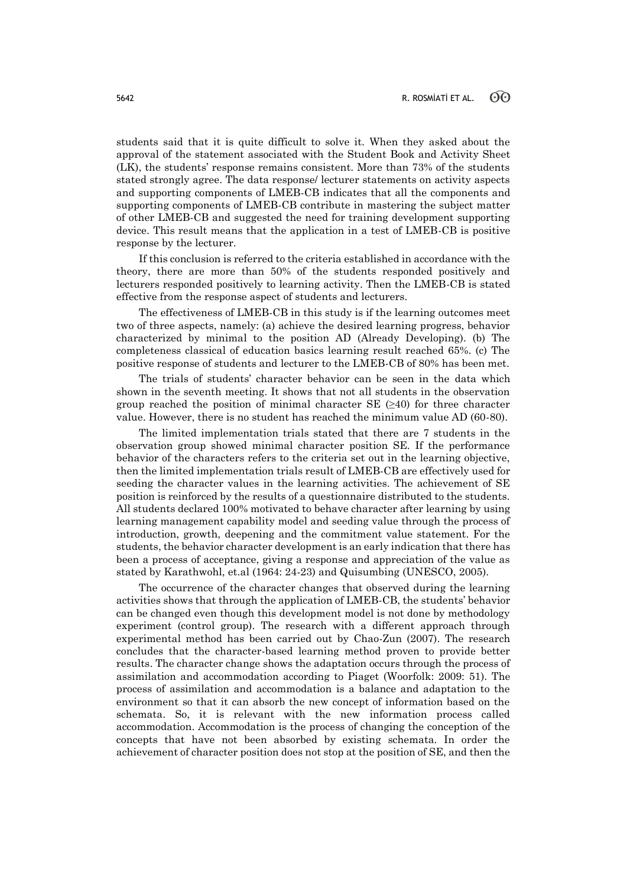students said that it is quite difficult to solve it. When they asked about the approval of the statement associated with the Student Book and Activity Sheet (LK), the students' response remains consistent. More than 73% of the students stated strongly agree. The data response/ lecturer statements on activity aspects and supporting components of LMEB-CB indicates that all the components and supporting components of LMEB-CB contribute in mastering the subject matter of other LMEB-CB and suggested the need for training development supporting device. This result means that the application in a test of LMEB-CB is positive response by the lecturer.

If this conclusion is referred to the criteria established in accordance with the theory, there are more than 50% of the students responded positively and lecturers responded positively to learning activity. Then the LMEB-CB is stated effective from the response aspect of students and lecturers.

The effectiveness of LMEB-CB in this study is if the learning outcomes meet two of three aspects, namely: (a) achieve the desired learning progress, behavior characterized by minimal to the position AD (Already Developing). (b) The completeness classical of education basics learning result reached 65%. (c) The positive response of students and lecturer to the LMEB-CB of 80% has been met.

The trials of students' character behavior can be seen in the data which shown in the seventh meeting. It shows that not all students in the observation group reached the position of minimal character SE ($\geq$40) for three character value. However, there is no student has reached the minimum value AD (60-80).

The limited implementation trials stated that there are 7 students in the observation group showed minimal character position SE. If the performance behavior of the characters refers to the criteria set out in the learning objective, then the limited implementation trials result of LMEB-CB are effectively used for seeding the character values in the learning activities. The achievement of SE position is reinforced by the results of a questionnaire distributed to the students. All students declared 100% motivated to behave character after learning by using learning management capability model and seeding value through the process of introduction, growth, deepening and the commitment value statement. For the students, the behavior character development is an early indication that there has been a process of acceptance, giving a response and appreciation of the value as stated by Karathwohl, et.al (1964: 24-23) and Quisumbing (UNESCO, 2005).

The occurrence of the character changes that observed during the learning activities shows that through the application of LMEB-CB, the students' behavior can be changed even though this development model is not done by methodology experiment (control group). The research with a different approach through experimental method has been carried out by Chao-Zun (2007). The research concludes that the character-based learning method proven to provide better results. The character change shows the adaptation occurs through the process of assimilation and accommodation according to Piaget (Woorfolk: 2009: 51). The process of assimilation and accommodation is a balance and adaptation to the environment so that it can absorb the new concept of information based on the schemata. So, it is relevant with the new information process called accommodation. Accommodation is the process of changing the conception of the concepts that have not been absorbed by existing schemata. In order the achievement of character position does not stop at the position of SE, and then the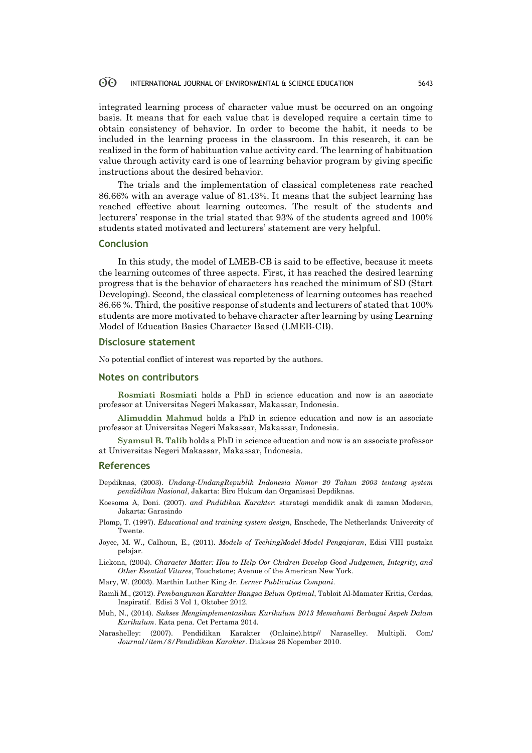integrated learning process of character value must be occurred on an ongoing basis. It means that for each value that is developed require a certain time to obtain consistency of behavior. In order to become the habit, it needs to be included in the learning process in the classroom. In this research, it can be realized in the form of habituation value activity card. The learning of habituation value through activity card is one of learning behavior program by giving specific instructions about the desired behavior.

The trials and the implementation of classical completeness rate reached 86.66% with an average value of 81.43%. It means that the subject learning has reached effective about learning outcomes. The result of the students and lecturers' response in the trial stated that 93% of the students agreed and 100% students stated motivated and lecturers' statement are very helpful.

## Conclusion

In this study, the model of LMEB-CB is said to be effective, because it meets the learning outcomes of three aspects. First, it has reached the desired learning progress that is the behavior of characters has reached the minimum of SD (Start Developing). Second, the classical completeness of learning outcomes has reached 86.66 %. Third, the positive response of students and lecturers of stated that 100% students are more motivated to behave character after learning by using Learning Model of Education Basics Character Based (LMEB-CB).

## Disclosure statement

No potential conflict of interest was reported by the authors.

## Notes on contributors

**Rosmiati Rosmiati** holds a PhD in science education and now is an associate professor at Universitas Negeri Makassar, Makassar, Indonesia.

**Alimuddin Mahmud** holds a PhD in science education and now is an associate professor at Universitas Negeri Makassar, Makassar, Indonesia.

**Syamsul B. Talib** holds a PhD in science education and now is an associate professor at Universitas Negeri Makassar, Makassar, Indonesia.

## References

Depdiknas, (2003). *Undang-UndangRepublik Indonesia Nomor 20 Tahun 2003 tentang system pendidikan Nasional*, Jakarta: Biro Hukum dan Organisasi Depdiknas.

Koesoma A, Doni. (2007). *and Pndidikan Karakter*: starategi mendidik anak di zaman Moderen, Jakarta: Garasindo

Plomp, T. (1997). *Educational and training system design*, Enschede, The Netherlands: Univercity of Twente.

Joyce, M. W., Calhoun, E., (2011). *Models of TechingModel-Model Pengajaran*, Edisi VIII pustaka pelajar.

Lickona, (2004). *Character Matter: Hou to Help Oor Chidren Develop Good Judgemen, Integrity, and Other Esential Vitures*, Touchstone; Avenue of the American New York.

Mary, W. (2003). Marthin Luther King Jr. *Lerner Publicatins Compani*.

Ramli M., (2012). *Pembangunan Karakter Bangsa Belum Optimal*, Tabloit Al-Mamater Kritis, Cerdas, Inspiratif. Edisi 3 Vol 1, Oktober 2012.

Muh, N., (2014). *Sukses Mengimplementasikan Kurikulum 2013 Memahami Berbagai Aspek Dalam Kurikulum*. Kata pena. Cet Pertama 2014.

Narashelley: (2007). Pendidikan Karakter (Onlaine).http// Naraselley. Multipli. Com/ *Journal/item/8/Pendidikan Karakter*. Diakses 26 Nopember 2010.